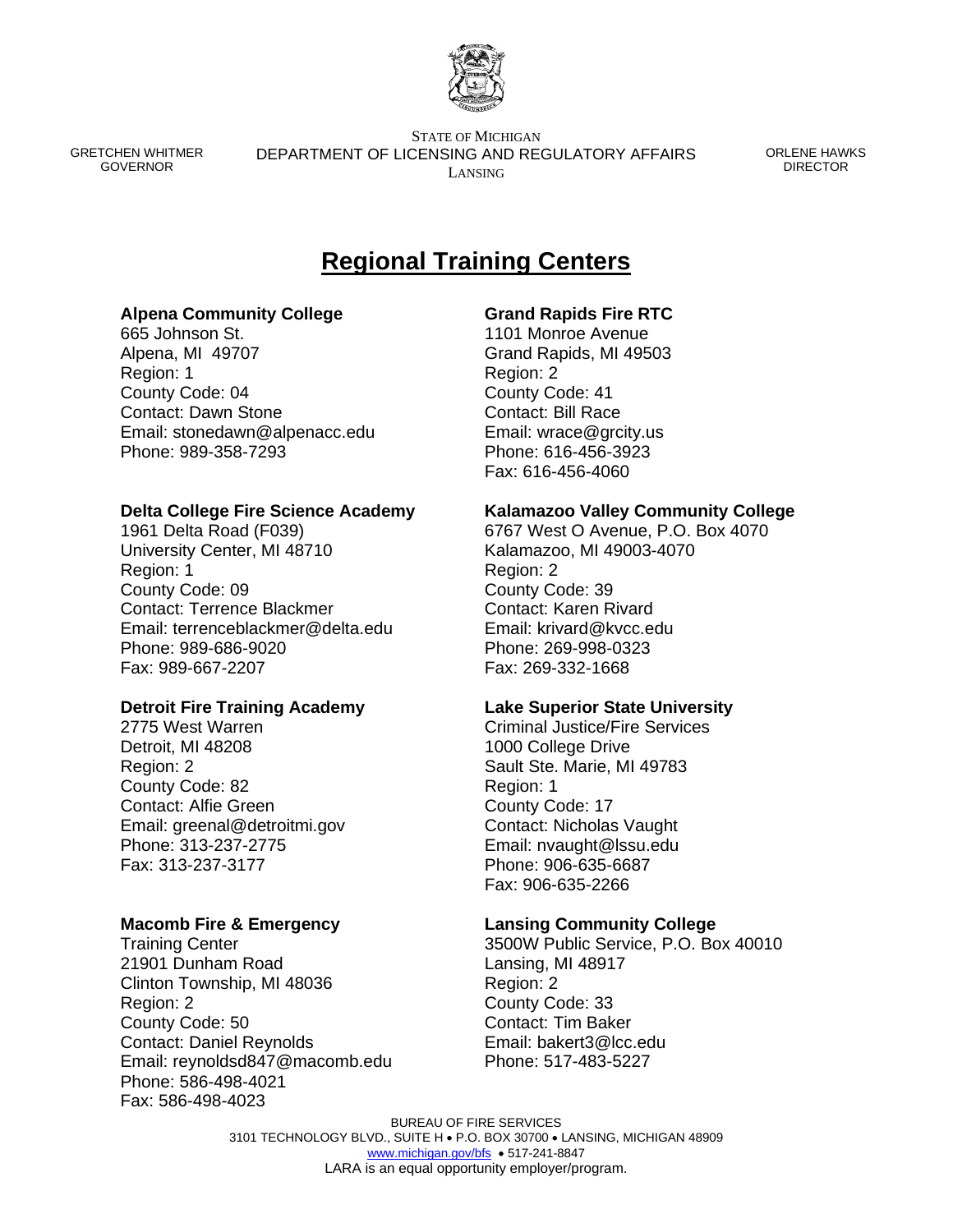STATE OF MICHIGAN
DEPARTMENT OF LICENSING AND REGULATORY AFFAIRS
LANSING

GRETCHEN WHITMER
GOVERNOR

ORLENE HAWKS
DIRECTOR

# Regional Training Centers

**Alpena Community College**
665 Johnson St.
Alpena, MI 49707
Region: 1
County Code: 04
Contact: Dawn Stone
Email: stonedawn@alpenacc.edu
Phone: 989-358-7293

**Delta College Fire Science Academy**
1961 Delta Road (F039)
University Center, MI 48710
Region: 1
County Code: 09
Contact: Terrence Blackmer
Email: terrenceblackmer@delta.edu
Phone: 989-686-9020
Fax: 989-667-2207

**Detroit Fire Training Academy**
2775 West Warren
Detroit, MI 48208
Region: 2
County Code: 82
Contact: Alfie Green
Email: greenal@detroitmi.gov
Phone: 313-237-2775
Fax: 313-237-3177

**Macomb Fire & Emergency**
Training Center
21901 Dunham Road
Clinton Township, MI 48036
Region: 2
County Code: 50
Contact: Daniel Reynolds
Email: reynoldsd847@macomb.edu
Phone: 586-498-4021
Fax: 586-498-4023

**Grand Rapids Fire RTC**
1101 Monroe Avenue
Grand Rapids, MI 49503
Region: 2
County Code: 41
Contact: Bill Race
Email: wrace@grcity.us
Phone: 616-456-3923
Fax: 616-456-4060

**Kalamazoo Valley Community College**
6767 West O Avenue, P.O. Box 4070
Kalamazoo, MI 49003-4070
Region: 2
County Code: 39
Contact: Karen Rivard
Email: krivard@kvcc.edu
Phone: 269-998-0323
Fax: 269-332-1668

**Lake Superior State University**
Criminal Justice/Fire Services
1000 College Drive
Sault Ste. Marie, MI 49783
Region: 1
County Code: 17
Contact: Nicholas Vaught
Email: nvaught@lssu.edu
Phone: 906-635-6687
Fax: 906-635-2266

**Lansing Community College**
3500W Public Service, P.O. Box 40010
Lansing, MI 48917
Region: 2
County Code: 33
Contact: Tim Baker
Email: bakert3@lcc.edu
Phone: 517-483-5227

BUREAU OF FIRE SERVICES
3101 TECHNOLOGY BLVD., SUITE H • P.O. BOX 30700 • LANSING, MICHIGAN 48909
www.michigan.gov/bfs • 517-241-8847
LARA is an equal opportunity employer/program.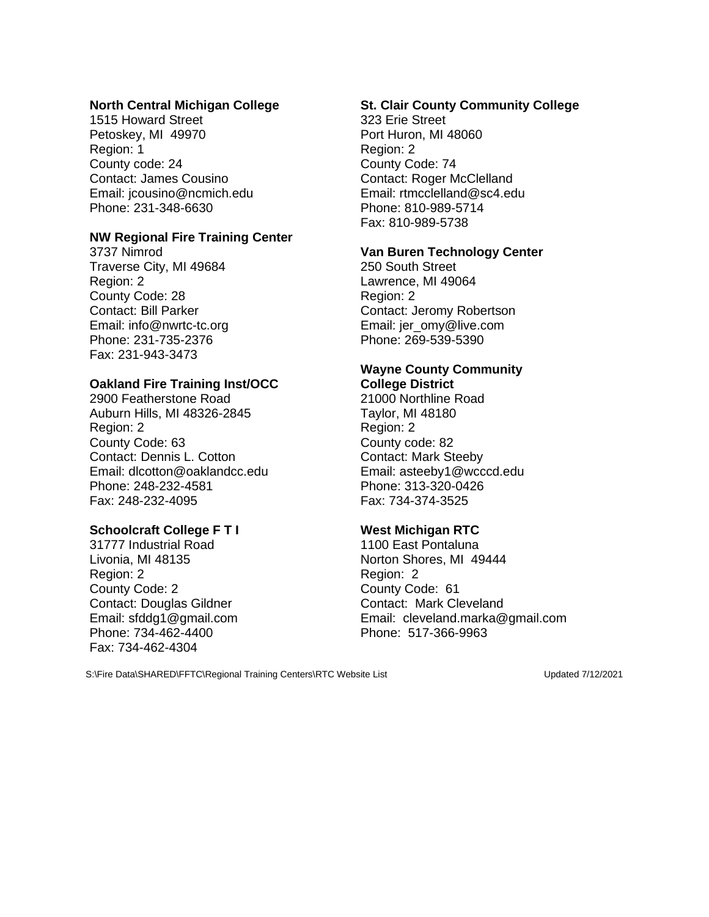**North Central Michigan College**
1515 Howard Street
Petoskey, MI 49970
Region: 1
County code: 24
Contact: James Cousino
Email: jcousino@ncmich.edu
Phone: 231-348-6630

**NW Regional Fire Training Center**
3737 Nimrod
Traverse City, MI 49684
Region: 2
County Code: 28
Contact: Bill Parker
Email: info@nwrtc-tc.org
Phone: 231-735-2376
Fax: 231-943-3473

**Oakland Fire Training Inst/OCC**
2900 Featherstone Road
Auburn Hills, MI 48326-2845
Region: 2
County Code: 63
Contact: Dennis L. Cotton
Email: dlcotton@oaklandcc.edu
Phone: 248-232-4581
Fax: 248-232-4095

**Schoolcraft College F T I**
31777 Industrial Road
Livonia, MI 48135
Region: 2
County Code: 2
Contact: Douglas Gildner
Email: sfddg1@gmail.com
Phone: 734-462-4400
Fax: 734-462-4304

**St. Clair County Community College**
323 Erie Street
Port Huron, MI 48060
Region: 2
County Code: 74
Contact: Roger McClelland
Email: rtmcclelland@sc4.edu
Phone: 810-989-5714
Fax: 810-989-5738

**Van Buren Technology Center**
250 South Street
Lawrence, MI 49064
Region: 2
Contact: Jeromy Robertson
Email: jer_omy@live.com
Phone: 269-539-5390

**Wayne County Community College District**
21000 Northline Road
Taylor, MI 48180
Region: 2
County code: 82
Contact: Mark Steeby
Email: asteeby1@wcccd.edu
Phone: 313-320-0426
Fax: 734-374-3525

**West Michigan RTC**
1100 East Pontaluna
Norton Shores, MI 49444
Region: 2
County Code: 61
Contact: Mark Cleveland
Email: cleveland.marka@gmail.com
Phone: 517-366-9963

S:\Fire Data\SHARED\FFTC\Regional Training Centers\RTC Website List Updated 7/12/2021